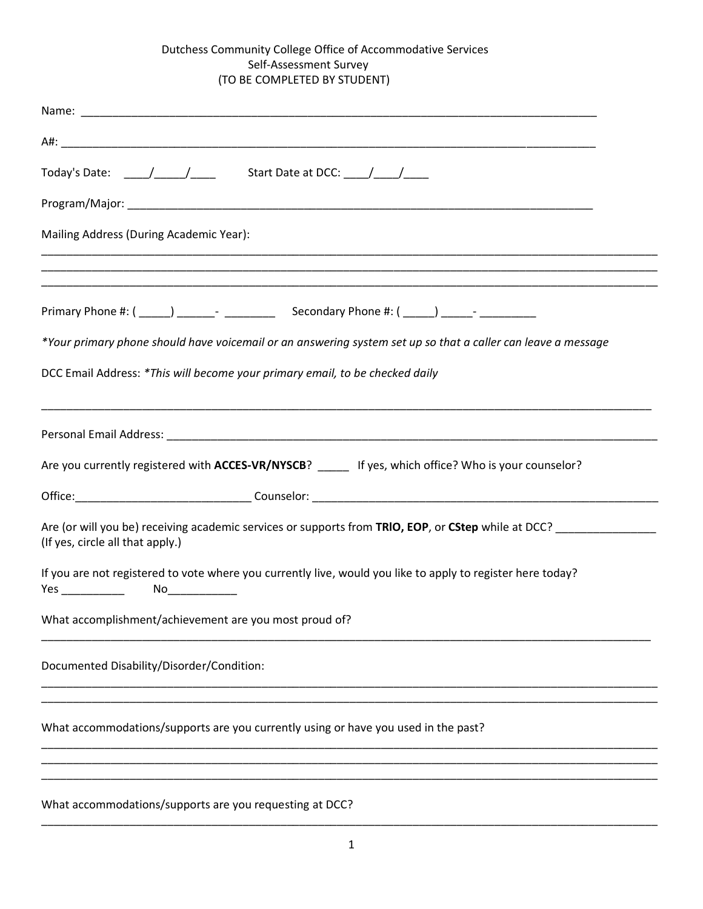Dutchess Community College Office of Accommodative Services
Self-Assessment Survey
(TO BE COMPLETED BY STUDENT)

Name: ___________________________________________________________________________

A#: _______________________________________________________________________________

Today's Date: ____/_____/____ Start Date at DCC: ____/____/____

Program/Major: _____________________________________________________________________

Mailing Address (During Academic Year):

_____________________________________________________________________________________

_____________________________________________________________________________________

_____________________________________________________________________________________

Primary Phone #: ( _____) ______- ________ Secondary Phone #: ( _____) _____- _________

*Your primary phone should have voicemail or an answering system set up so that a caller can leave a message*

DCC Email Address: *\*This will become your primary email, to be checked daily*

_____________________________________________________________________________________

Personal Email Address: _______________________________________________________________

Are you currently registered with **ACCES-VR/NYSCB**? _____ If yes, which office? Who is your counselor?

Office:___________________________ Counselor: ____________________________________________

Are (or will you be) receiving academic services or supports from **TRIO, EOP**, or **CStep** while at DCC? _______________ (If yes, circle all that apply.)

If you are not registered to vote where you currently live, would you like to apply to register here today?
Yes __________ No___________

What accomplishment/achievement are you most proud of?

_____________________________________________________________________________________

Documented Disability/Disorder/Condition:

_____________________________________________________________________________________

_____________________________________________________________________________________

What accommodations/supports are you currently using or have you used in the past?

_____________________________________________________________________________________

_____________________________________________________________________________________

_____________________________________________________________________________________

What accommodations/supports are you requesting at DCC?

_____________________________________________________________________________________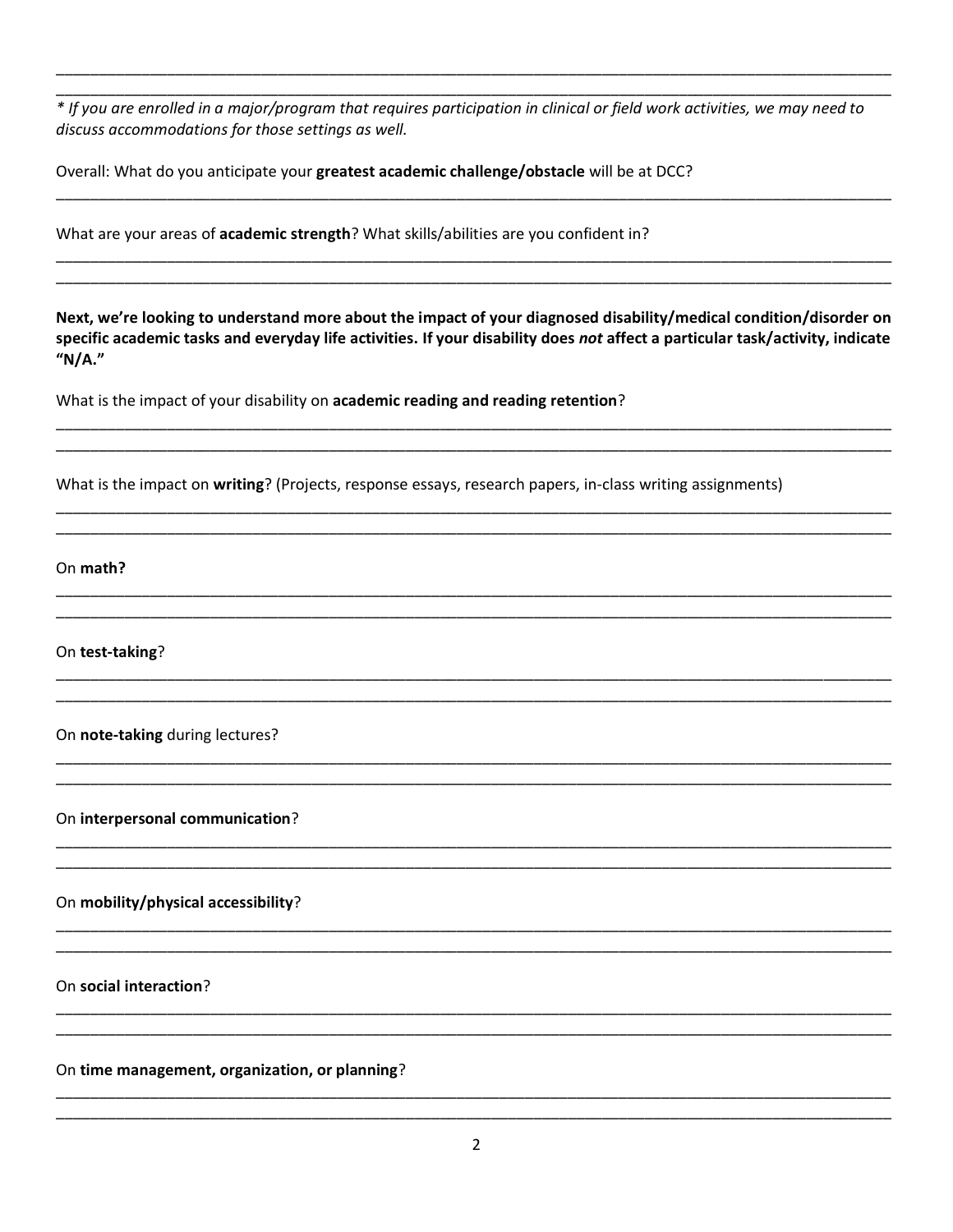\_\_\_\_\_\_\_\_\_\_\_\_\_\_\_\_\_\_\_\_\_\_\_\_\_\_\_\_\_\_\_\_\_\_\_\_\_\_\_\_\_\_\_\_\_\_\_\_\_\_\_\_\_\_\_\_\_\_\_\_\_\_\_\_\_\_\_\_\_\_\_\_\_\_\_\_\_\_\_\_\_\_\_\_

\_\_\_\_\_\_\_\_\_\_\_\_\_\_\_\_\_\_\_\_\_\_\_\_\_\_\_\_\_\_\_\_\_\_\_\_\_\_\_\_\_\_\_\_\_\_\_\_\_\_\_\_\_\_\_\_\_\_\_\_\_\_\_\_\_\_\_\_\_\_\_\_\_\_\_\_\_\_\_\_\_\_\_\_

*\* If you are enrolled in a major/program that requires participation in clinical or field work activities, we may need to discuss accommodations for those settings as well.*

Overall: What do you anticipate your **greatest academic challenge/obstacle** will be at DCC?

\_\_\_\_\_\_\_\_\_\_\_\_\_\_\_\_\_\_\_\_\_\_\_\_\_\_\_\_\_\_\_\_\_\_\_\_\_\_\_\_\_\_\_\_\_\_\_\_\_\_\_\_\_\_\_\_\_\_\_\_\_\_\_\_\_\_\_\_\_\_\_\_\_\_\_\_\_\_\_\_\_\_\_\_

What are your areas of **academic strength**? What skills/abilities are you confident in?

\_\_\_\_\_\_\_\_\_\_\_\_\_\_\_\_\_\_\_\_\_\_\_\_\_\_\_\_\_\_\_\_\_\_\_\_\_\_\_\_\_\_\_\_\_\_\_\_\_\_\_\_\_\_\_\_\_\_\_\_\_\_\_\_\_\_\_\_\_\_\_\_\_\_\_\_\_\_\_\_\_\_\_\_

\_\_\_\_\_\_\_\_\_\_\_\_\_\_\_\_\_\_\_\_\_\_\_\_\_\_\_\_\_\_\_\_\_\_\_\_\_\_\_\_\_\_\_\_\_\_\_\_\_\_\_\_\_\_\_\_\_\_\_\_\_\_\_\_\_\_\_\_\_\_\_\_\_\_\_\_\_\_\_\_\_\_\_\_

**Next, we're looking to understand more about the impact of your diagnosed disability/medical condition/disorder on specific academic tasks and everyday life activities. If your disability does *not* affect a particular task/activity, indicate "N/A."**

What is the impact of your disability on **academic reading and reading retention**?

\_\_\_\_\_\_\_\_\_\_\_\_\_\_\_\_\_\_\_\_\_\_\_\_\_\_\_\_\_\_\_\_\_\_\_\_\_\_\_\_\_\_\_\_\_\_\_\_\_\_\_\_\_\_\_\_\_\_\_\_\_\_\_\_\_\_\_\_\_\_\_\_\_\_\_\_\_\_\_\_\_\_\_\_

\_\_\_\_\_\_\_\_\_\_\_\_\_\_\_\_\_\_\_\_\_\_\_\_\_\_\_\_\_\_\_\_\_\_\_\_\_\_\_\_\_\_\_\_\_\_\_\_\_\_\_\_\_\_\_\_\_\_\_\_\_\_\_\_\_\_\_\_\_\_\_\_\_\_\_\_\_\_\_\_\_\_\_\_

What is the impact on **writing**? (Projects, response essays, research papers, in-class writing assignments)

\_\_\_\_\_\_\_\_\_\_\_\_\_\_\_\_\_\_\_\_\_\_\_\_\_\_\_\_\_\_\_\_\_\_\_\_\_\_\_\_\_\_\_\_\_\_\_\_\_\_\_\_\_\_\_\_\_\_\_\_\_\_\_\_\_\_\_\_\_\_\_\_\_\_\_\_\_\_\_\_\_\_\_\_

\_\_\_\_\_\_\_\_\_\_\_\_\_\_\_\_\_\_\_\_\_\_\_\_\_\_\_\_\_\_\_\_\_\_\_\_\_\_\_\_\_\_\_\_\_\_\_\_\_\_\_\_\_\_\_\_\_\_\_\_\_\_\_\_\_\_\_\_\_\_\_\_\_\_\_\_\_\_\_\_\_\_\_\_

On **math?**

\_\_\_\_\_\_\_\_\_\_\_\_\_\_\_\_\_\_\_\_\_\_\_\_\_\_\_\_\_\_\_\_\_\_\_\_\_\_\_\_\_\_\_\_\_\_\_\_\_\_\_\_\_\_\_\_\_\_\_\_\_\_\_\_\_\_\_\_\_\_\_\_\_\_\_\_\_\_\_\_\_\_\_\_

\_\_\_\_\_\_\_\_\_\_\_\_\_\_\_\_\_\_\_\_\_\_\_\_\_\_\_\_\_\_\_\_\_\_\_\_\_\_\_\_\_\_\_\_\_\_\_\_\_\_\_\_\_\_\_\_\_\_\_\_\_\_\_\_\_\_\_\_\_\_\_\_\_\_\_\_\_\_\_\_\_\_\_\_

On **test-taking**?

\_\_\_\_\_\_\_\_\_\_\_\_\_\_\_\_\_\_\_\_\_\_\_\_\_\_\_\_\_\_\_\_\_\_\_\_\_\_\_\_\_\_\_\_\_\_\_\_\_\_\_\_\_\_\_\_\_\_\_\_\_\_\_\_\_\_\_\_\_\_\_\_\_\_\_\_\_\_\_\_\_\_\_\_

\_\_\_\_\_\_\_\_\_\_\_\_\_\_\_\_\_\_\_\_\_\_\_\_\_\_\_\_\_\_\_\_\_\_\_\_\_\_\_\_\_\_\_\_\_\_\_\_\_\_\_\_\_\_\_\_\_\_\_\_\_\_\_\_\_\_\_\_\_\_\_\_\_\_\_\_\_\_\_\_\_\_\_\_

On **note-taking** during lectures?

\_\_\_\_\_\_\_\_\_\_\_\_\_\_\_\_\_\_\_\_\_\_\_\_\_\_\_\_\_\_\_\_\_\_\_\_\_\_\_\_\_\_\_\_\_\_\_\_\_\_\_\_\_\_\_\_\_\_\_\_\_\_\_\_\_\_\_\_\_\_\_\_\_\_\_\_\_\_\_\_\_\_\_\_

\_\_\_\_\_\_\_\_\_\_\_\_\_\_\_\_\_\_\_\_\_\_\_\_\_\_\_\_\_\_\_\_\_\_\_\_\_\_\_\_\_\_\_\_\_\_\_\_\_\_\_\_\_\_\_\_\_\_\_\_\_\_\_\_\_\_\_\_\_\_\_\_\_\_\_\_\_\_\_\_\_\_\_\_

On **interpersonal communication**?

\_\_\_\_\_\_\_\_\_\_\_\_\_\_\_\_\_\_\_\_\_\_\_\_\_\_\_\_\_\_\_\_\_\_\_\_\_\_\_\_\_\_\_\_\_\_\_\_\_\_\_\_\_\_\_\_\_\_\_\_\_\_\_\_\_\_\_\_\_\_\_\_\_\_\_\_\_\_\_\_\_\_\_\_

\_\_\_\_\_\_\_\_\_\_\_\_\_\_\_\_\_\_\_\_\_\_\_\_\_\_\_\_\_\_\_\_\_\_\_\_\_\_\_\_\_\_\_\_\_\_\_\_\_\_\_\_\_\_\_\_\_\_\_\_\_\_\_\_\_\_\_\_\_\_\_\_\_\_\_\_\_\_\_\_\_\_\_\_

On **mobility/physical accessibility**?

\_\_\_\_\_\_\_\_\_\_\_\_\_\_\_\_\_\_\_\_\_\_\_\_\_\_\_\_\_\_\_\_\_\_\_\_\_\_\_\_\_\_\_\_\_\_\_\_\_\_\_\_\_\_\_\_\_\_\_\_\_\_\_\_\_\_\_\_\_\_\_\_\_\_\_\_\_\_\_\_\_\_\_\_

\_\_\_\_\_\_\_\_\_\_\_\_\_\_\_\_\_\_\_\_\_\_\_\_\_\_\_\_\_\_\_\_\_\_\_\_\_\_\_\_\_\_\_\_\_\_\_\_\_\_\_\_\_\_\_\_\_\_\_\_\_\_\_\_\_\_\_\_\_\_\_\_\_\_\_\_\_\_\_\_\_\_\_\_

On **social interaction**?

\_\_\_\_\_\_\_\_\_\_\_\_\_\_\_\_\_\_\_\_\_\_\_\_\_\_\_\_\_\_\_\_\_\_\_\_\_\_\_\_\_\_\_\_\_\_\_\_\_\_\_\_\_\_\_\_\_\_\_\_\_\_\_\_\_\_\_\_\_\_\_\_\_\_\_\_\_\_\_\_\_\_\_\_

\_\_\_\_\_\_\_\_\_\_\_\_\_\_\_\_\_\_\_\_\_\_\_\_\_\_\_\_\_\_\_\_\_\_\_\_\_\_\_\_\_\_\_\_\_\_\_\_\_\_\_\_\_\_\_\_\_\_\_\_\_\_\_\_\_\_\_\_\_\_\_\_\_\_\_\_\_\_\_\_\_\_\_\_

On **time management, organization, or planning**?

\_\_\_\_\_\_\_\_\_\_\_\_\_\_\_\_\_\_\_\_\_\_\_\_\_\_\_\_\_\_\_\_\_\_\_\_\_\_\_\_\_\_\_\_\_\_\_\_\_\_\_\_\_\_\_\_\_\_\_\_\_\_\_\_\_\_\_\_\_\_\_\_\_\_\_\_\_\_\_\_\_\_\_\_

\_\_\_\_\_\_\_\_\_\_\_\_\_\_\_\_\_\_\_\_\_\_\_\_\_\_\_\_\_\_\_\_\_\_\_\_\_\_\_\_\_\_\_\_\_\_\_\_\_\_\_\_\_\_\_\_\_\_\_\_\_\_\_\_\_\_\_\_\_\_\_\_\_\_\_\_\_\_\_\_\_\_\_\_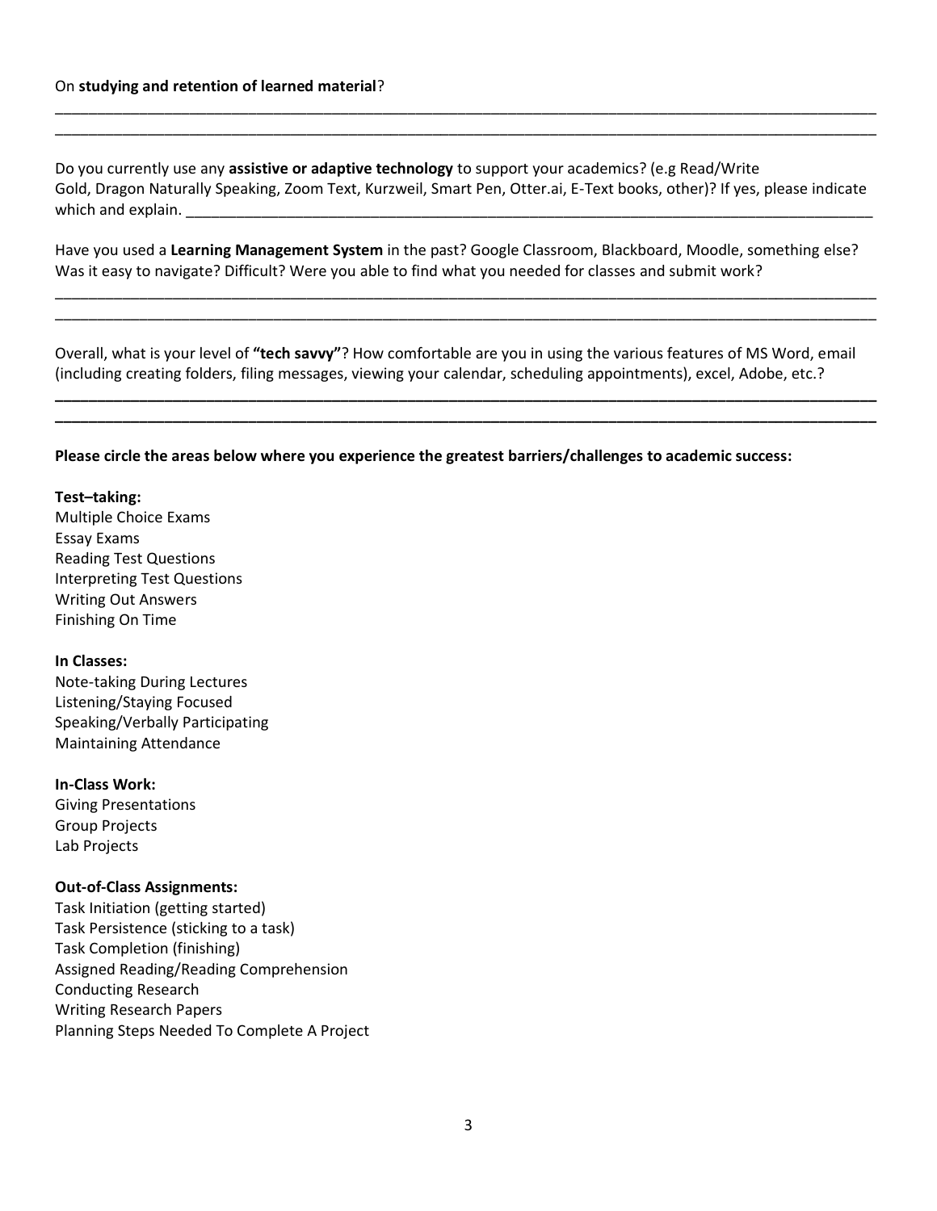On **studying and retention of learned material**?

______________________________________________________________________________________________
______________________________________________________________________________________________

Do you currently use any **assistive or adaptive technology** to support your academics? (e.g Read/Write Gold, Dragon Naturally Speaking, Zoom Text, Kurzweil, Smart Pen, Otter.ai, E-Text books, other)? If yes, please indicate which and explain. ____________________________________________________________________________

Have you used a **Learning Management System** in the past? Google Classroom, Blackboard, Moodle, something else? Was it easy to navigate? Difficult? Were you able to find what you needed for classes and submit work?

______________________________________________________________________________________________
______________________________________________________________________________________________

Overall, what is your level of **"tech savvy"**? How comfortable are you in using the various features of MS Word, email (including creating folders, filing messages, viewing your calendar, scheduling appointments), excel, Adobe, etc.?

______________________________________________________________________________________________
______________________________________________________________________________________________

**Please circle the areas below where you experience the greatest barriers/challenges to academic success:**

**Test–taking:**
Multiple Choice Exams
Essay Exams
Reading Test Questions
Interpreting Test Questions
Writing Out Answers
Finishing On Time

**In Classes:**
Note-taking During Lectures
Listening/Staying Focused
Speaking/Verbally Participating
Maintaining Attendance

**In-Class Work:**
Giving Presentations
Group Projects
Lab Projects

**Out-of-Class Assignments:**
Task Initiation (getting started)
Task Persistence (sticking to a task)
Task Completion (finishing)
Assigned Reading/Reading Comprehension
Conducting Research
Writing Research Papers
Planning Steps Needed To Complete A Project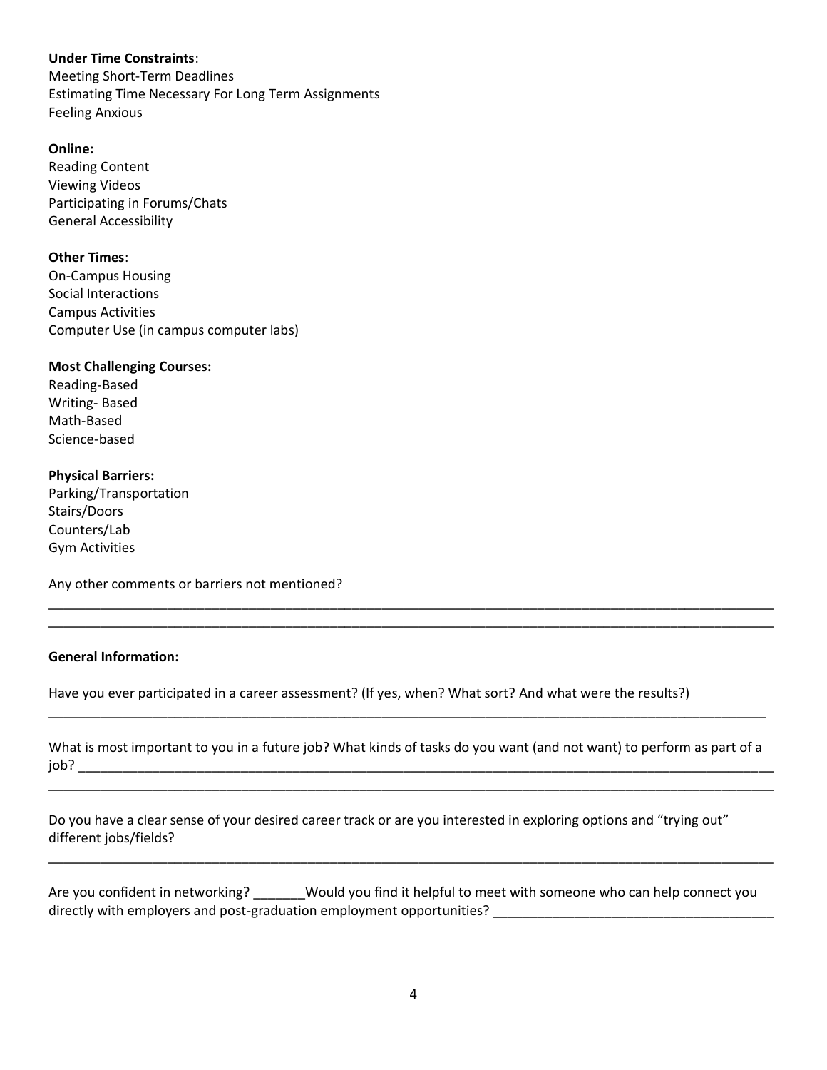**Under Time Constraints**:
Meeting Short-Term Deadlines
Estimating Time Necessary For Long Term Assignments
Feeling Anxious

**Online:**
Reading Content
Viewing Videos
Participating in Forums/Chats
General Accessibility

**Other Times**:
On-Campus Housing
Social Interactions
Campus Activities
Computer Use (in campus computer labs)

**Most Challenging Courses:**
Reading-Based
Writing- Based
Math-Based
Science-based

**Physical Barriers:**
Parking/Transportation
Stairs/Doors
Counters/Lab
Gym Activities

Any other comments or barriers not mentioned?

____________________________________________________________________________________________________
____________________________________________________________________________________________________

**General Information:**

Have you ever participated in a career assessment? (If yes, when? What sort? And what were the results?)

____________________________________________________________________________________________________

What is most important to you in a future job? What kinds of tasks do you want (and not want) to perform as part of a job? ______________________________________________________________________________________________
____________________________________________________________________________________________________

Do you have a clear sense of your desired career track or are you interested in exploring options and "trying out" different jobs/fields?

____________________________________________________________________________________________________

Are you confident in networking? _______Would you find it helpful to meet with someone who can help connect you directly with employers and post-graduation employment opportunities? ______________________________________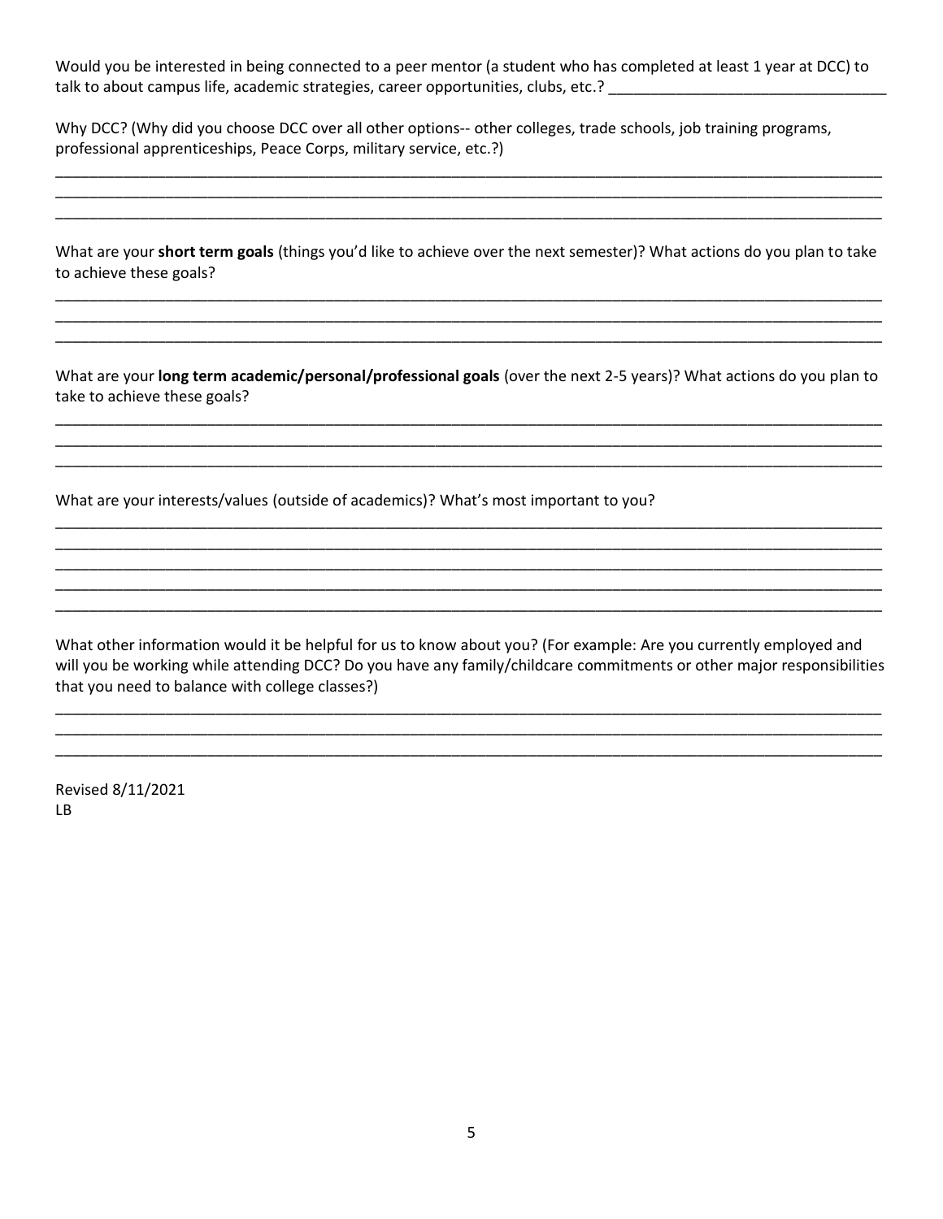Would you be interested in being connected to a peer mentor (a student who has completed at least 1 year at DCC) to talk to about campus life, academic strategies, career opportunities, clubs, etc.? _________________________________

Why DCC? (Why did you choose DCC over all other options-- other colleges, trade schools, job training programs, professional apprenticeships, Peace Corps, military service, etc.?)

_____________________________________________________________________________________________
_____________________________________________________________________________________________
_____________________________________________________________________________________________

What are your **short term goals** (things you'd like to achieve over the next semester)? What actions do you plan to take to achieve these goals?

_____________________________________________________________________________________________
_____________________________________________________________________________________________
_____________________________________________________________________________________________

What are your **long term academic/personal/professional goals** (over the next 2-5 years)? What actions do you plan to take to achieve these goals?

_____________________________________________________________________________________________
_____________________________________________________________________________________________
_____________________________________________________________________________________________

What are your interests/values (outside of academics)? What's most important to you?

_____________________________________________________________________________________________
_____________________________________________________________________________________________
_____________________________________________________________________________________________
_____________________________________________________________________________________________
_____________________________________________________________________________________________

What other information would it be helpful for us to know about you? (For example: Are you currently employed and will you be working while attending DCC? Do you have any family/childcare commitments or other major responsibilities that you need to balance with college classes?)

_____________________________________________________________________________________________
_____________________________________________________________________________________________
_____________________________________________________________________________________________

Revised 8/11/2021
LB